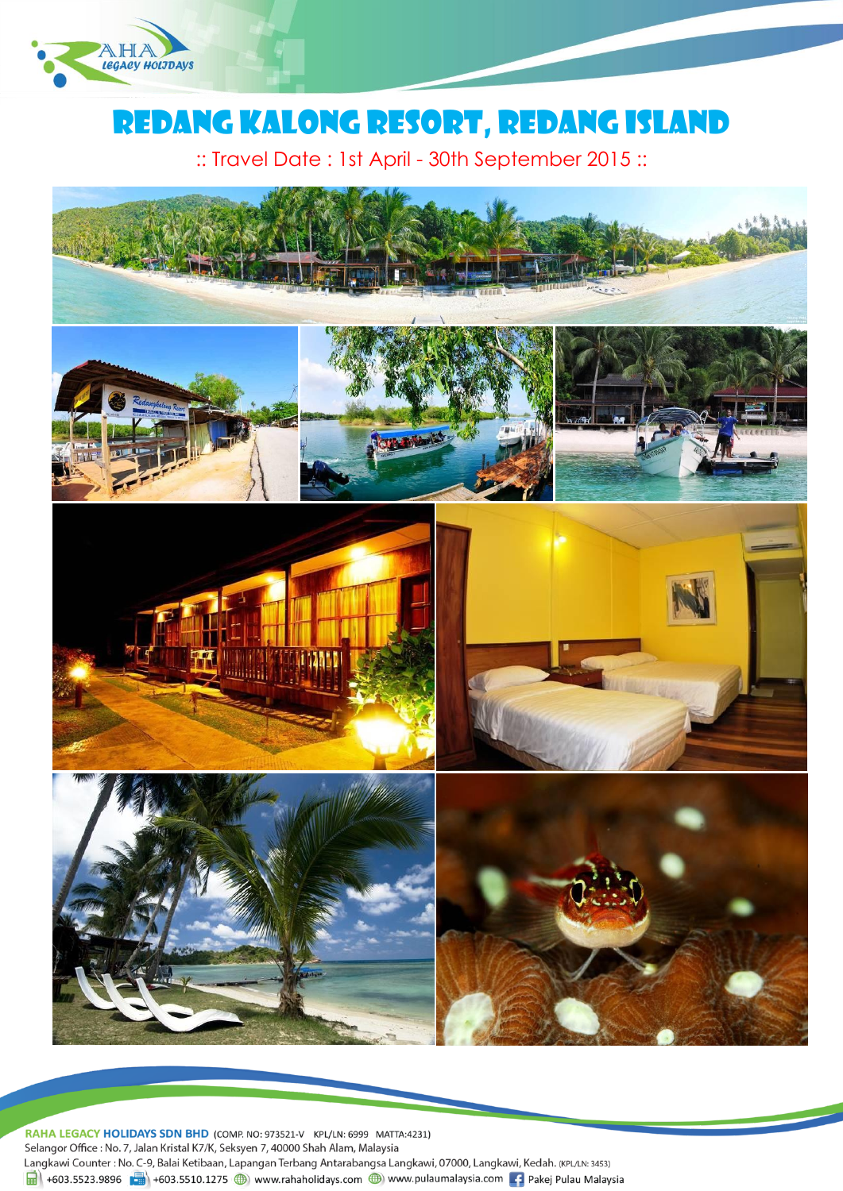# REDANG KALONG RESORT, REDANG ISLAND

:: Travel Date : 1st April - 30th September 2015 ::

**RAHA LEGACY HOLIDAYS SDN BHD** (COMP. NO: 973521-V KPL/LN: 6999 MATTA:4231)

Selangor Office : No. 7, Jalan Kristal K7/K, Seksyen 7, 40000 Shah Alam, Malaysia

Langkawi Counter : No. C-9, Balai Ketibaan, Lapangan Terbang Antarabangsa Langkawi, 07000, Langkawi, Kedah. (KPL/LN: 3453)

+603.5523.9896 +603.5510.1275 www.rahaholidays.com www.pulaumalaysia.com Pakej Pulau Malaysia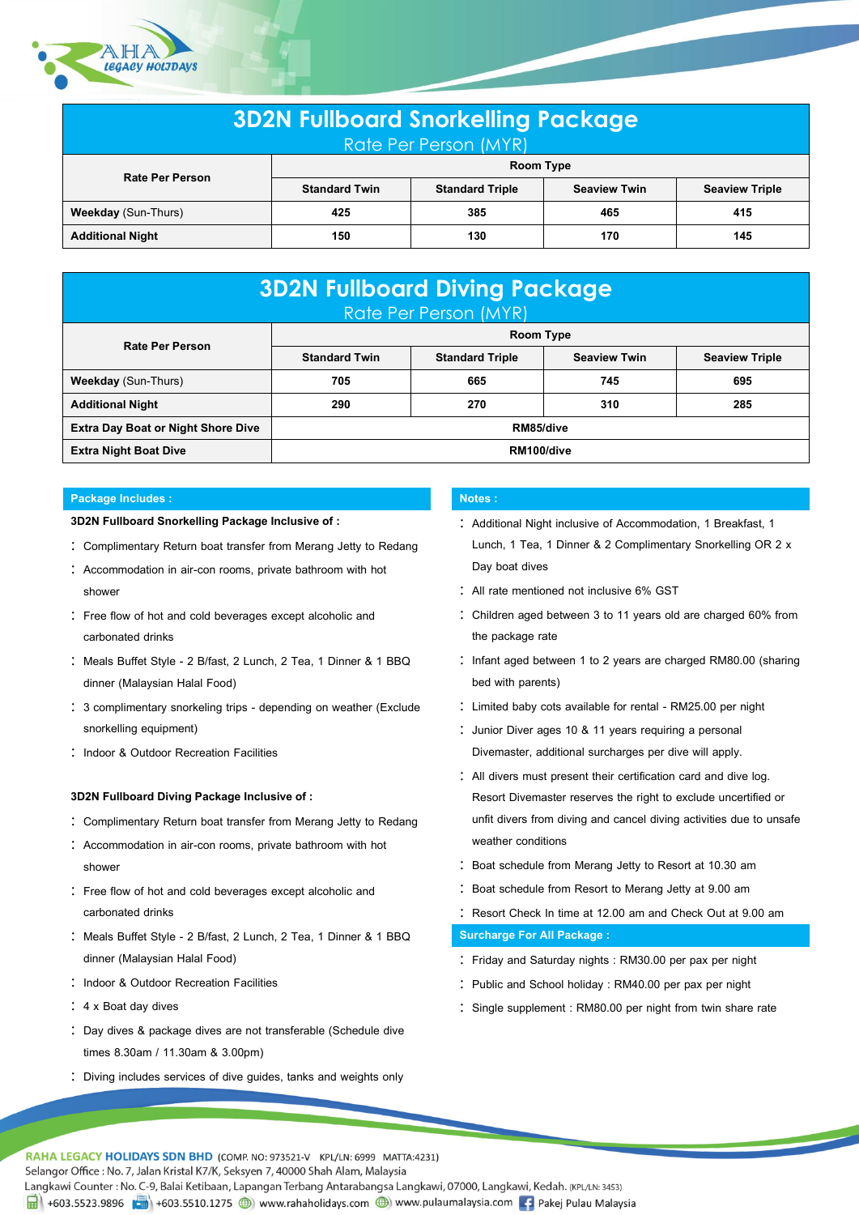# 3D2N Fullboard Snorkelling Package

Rate Per Person (MYR)

| Rate Per Person | Room Type | | | |
|---|---|---|---|---|
| | Standard Twin | Standard Triple | Seaview Twin | Seaview Triple |
| **Weekday** (Sun-Thurs) | 425 | 385 | 465 | 415 |
| **Additional Night** | 150 | 130 | 170 | 145 |

# 3D2N Fullboard Diving Package

Rate Per Person (MYR)

| Rate Per Person | Room Type | | | |
|---|---|---|---|---|
| | Standard Twin | Standard Triple | Seaview Twin | Seaview Triple |
| **Weekday** (Sun-Thurs) | 705 | 665 | 745 | 695 |
| **Additional Night** | 290 | 270 | 310 | 285 |
| **Extra Day Boat or Night Shore Dive** | RM85/dive | | | |
| **Extra Night Boat Dive** | RM100/dive | | | |

## Package Includes :

**3D2N Fullboard Snorkelling Package Inclusive of :**

- Complimentary Return boat transfer from Merang Jetty to Redang
- Accommodation in air-con rooms, private bathroom with hot shower
- Free flow of hot and cold beverages except alcoholic and carbonated drinks
- Meals Buffet Style - 2 B/fast, 2 Lunch, 2 Tea, 1 Dinner & 1 BBQ dinner (Malaysian Halal Food)
- 3 complimentary snorkeling trips - depending on weather (Exclude snorkelling equipment)
- Indoor & Outdoor Recreation Facilities

**3D2N Fullboard Diving Package Inclusive of :**

- Complimentary Return boat transfer from Merang Jetty to Redang
- Accommodation in air-con rooms, private bathroom with hot shower
- Free flow of hot and cold beverages except alcoholic and carbonated drinks
- Meals Buffet Style - 2 B/fast, 2 Lunch, 2 Tea, 1 Dinner & 1 BBQ dinner (Malaysian Halal Food)
- Indoor & Outdoor Recreation Facilities
- 4 x Boat day dives
- Day dives & package dives are not transferable (Schedule dive times 8.30am / 11.30am & 3.00pm)
- Diving includes services of dive guides, tanks and weights only

## Notes :

- Additional Night inclusive of Accommodation, 1 Breakfast, 1 Lunch, 1 Tea, 1 Dinner & 2 Complimentary Snorkelling OR 2 x Day boat dives
- All rate mentioned not inclusive 6% GST
- Children aged between 3 to 11 years old are charged 60% from the package rate
- Infant aged between 1 to 2 years are charged RM80.00 (sharing bed with parents)
- Limited baby cots available for rental - RM25.00 per night
- Junior Diver ages 10 & 11 years requiring a personal Divemaster, additional surcharges per dive will apply.
- All divers must present their certification card and dive log. Resort Divemaster reserves the right to exclude uncertified or unfit divers from diving and cancel diving activities due to unsafe weather conditions
- Boat schedule from Merang Jetty to Resort at 10.30 am
- Boat schedule from Resort to Merang Jetty at 9.00 am
- Resort Check In time at 12.00 am and Check Out at 9.00 am

## Surcharge For All Package :

- Friday and Saturday nights : RM30.00 per pax per night
- Public and School holiday : RM40.00 per pax per night
- Single supplement : RM80.00 per night from twin share rate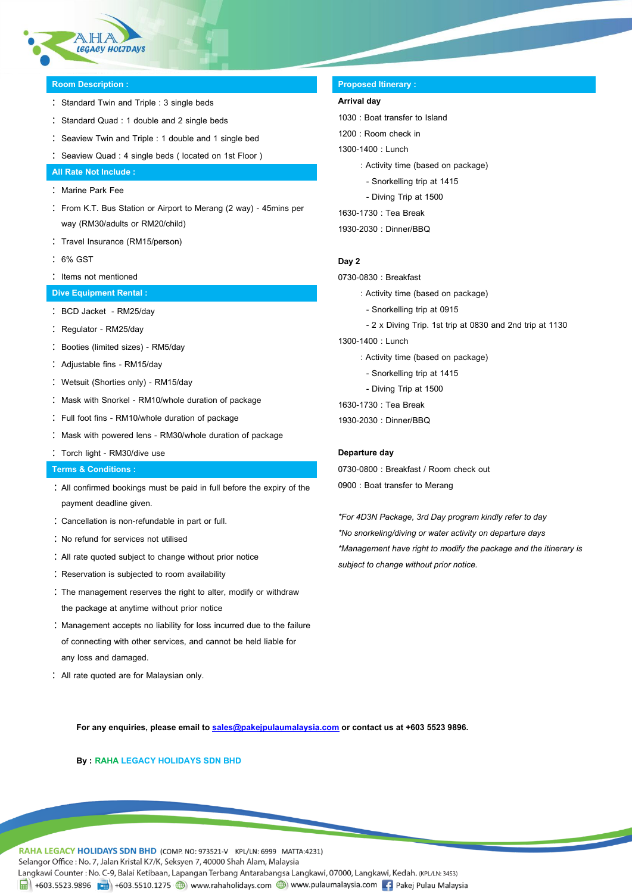## Room Description :

- Standard Twin and Triple : 3 single beds
- Standard Quad : 1 double and 2 single beds
- Seaview Twin and Triple : 1 double and 1 single bed
- Seaview Quad : 4 single beds ( located on 1st Floor )

## All Rate Not Include :

- Marine Park Fee
- From K.T. Bus Station or Airport to Merang (2 way) - 45mins per way (RM30/adults or RM20/child)
- Travel Insurance (RM15/person)
- 6% GST
- Items not mentioned

## Dive Equipment Rental :

- BCD Jacket - RM25/day
- Regulator - RM25/day
- Booties (limited sizes) - RM5/day
- Adjustable fins - RM15/day
- Wetsuit (Shorties only) - RM15/day
- Mask with Snorkel - RM10/whole duration of package
- Full foot fins - RM10/whole duration of package
- Mask with powered lens - RM30/whole duration of package
- Torch light - RM30/dive use

## Terms & Conditions :

- All confirmed bookings must be paid in full before the expiry of the payment deadline given.
- Cancellation is non-refundable in part or full.
- No refund for services not utilised
- All rate quoted subject to change without prior notice
- Reservation is subjected to room availability
- The management reserves the right to alter, modify or withdraw the package at anytime without prior notice
- Management accepts no liability for loss incurred due to the failure of connecting with other services, and cannot be held liable for any loss and damaged.
- All rate quoted are for Malaysian only.

## Proposed Itinerary :

**Arrival day**

1030 : Boat transfer to Island

1200 : Room check in

1300-1400 : Lunch

: Activity time (based on package)

- Snorkelling trip at 1415
- Diving Trip at 1500

1630-1730 : Tea Break

1930-2030 : Dinner/BBQ

**Day 2**

0730-0830 : Breakfast

: Activity time (based on package)

- Snorkelling trip at 0915
- 2 x Diving Trip. 1st trip at 0830 and 2nd trip at 1130

1300-1400 : Lunch

: Activity time (based on package)

- Snorkelling trip at 1415
- Diving Trip at 1500

1630-1730 : Tea Break

1930-2030 : Dinner/BBQ

**Departure day**

0730-0800 : Breakfast / Room check out

0900 : Boat transfer to Merang

*\*For 4D3N Package, 3rd Day program kindly refer to day*

*\*No snorkeling/diving or water activity on departure days*

*\*Management have right to modify the package and the itinerary is subject to change without prior notice.*

**For any enquiries, please email to sales@pakejpulaumalaysia.com or contact us at +603 5523 9896.**

**By : RAHA LEGACY HOLIDAYS SDN BHD**

RAHA LEGACY HOLIDAYS SDN BHD (COMP. NO: 973521-V KPL/LN: 6999 MATTA:4231)
Selangor Office : No. 7, Jalan Kristal K7/K, Seksyen 7, 40000 Shah Alam, Malaysia
Langkawi Counter : No. C-9, Balai Ketibaan, Lapangan Terbang Antarabangsa Langkawi, 07000, Langkawi, Kedah. (KPL/LN: 3453)
+603.5523.9896 +603.5510.1275 www.rahaholidays.com www.pulaumalaysia.com Pakej Pulau Malaysia